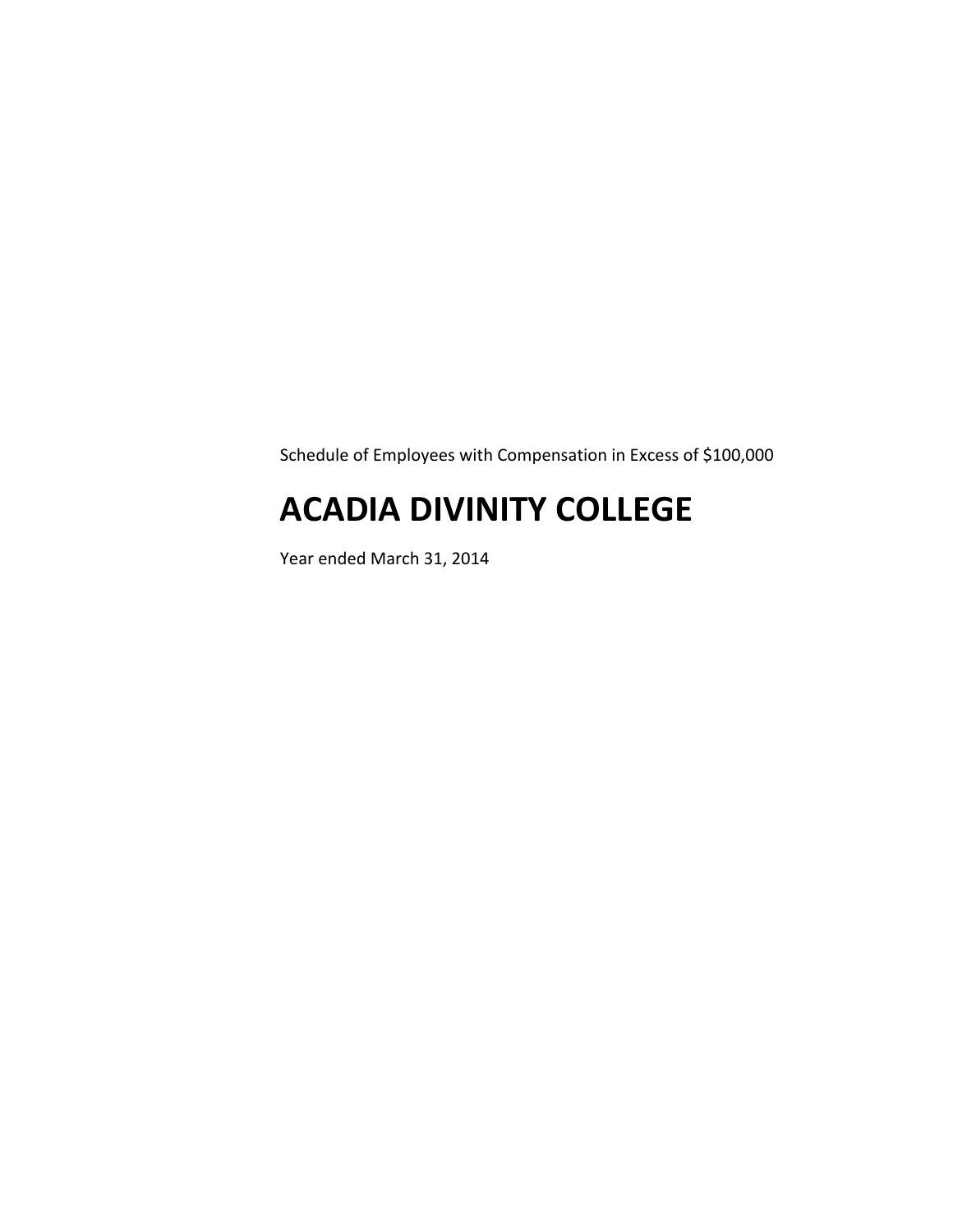Schedule of Employees with Compensation in Excess of $100,000

# ACADIA DIVINITY COLLEGE

Year ended March 31, 2014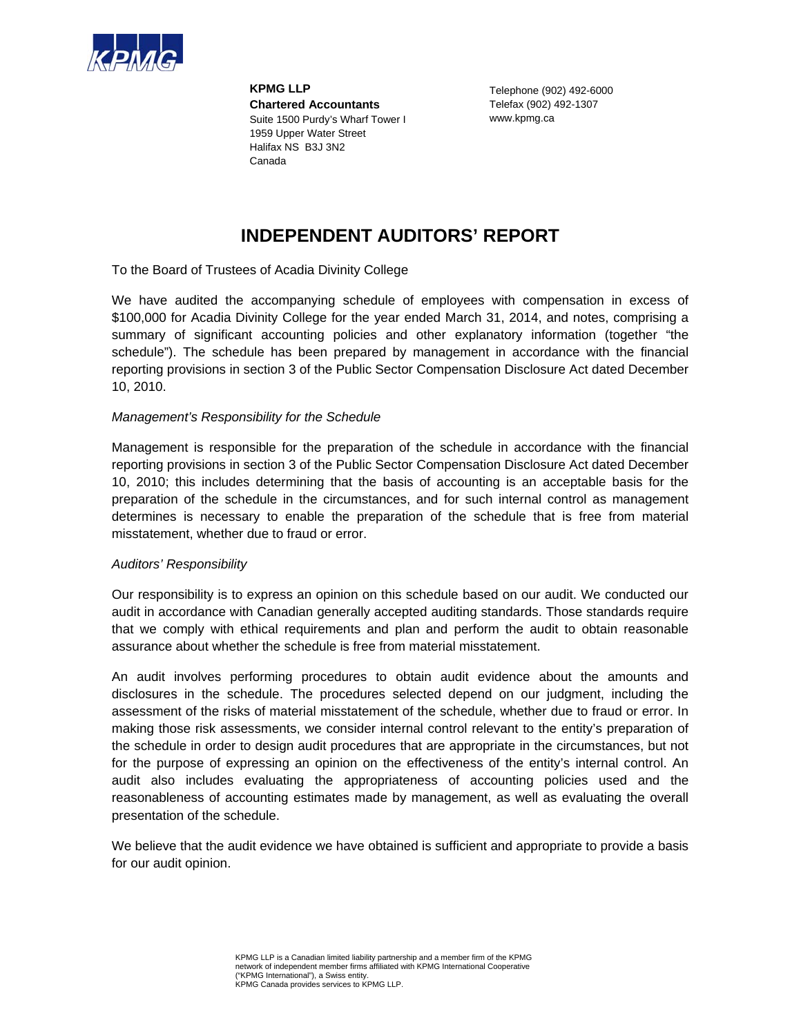**KPMG LLP**
**Chartered Accountants**
Suite 1500 Purdy's Wharf Tower I
1959 Upper Water Street
Halifax NS B3J 3N2
Canada

Telephone (902) 492-6000
Telefax (902) 492-1307
www.kpmg.ca

# INDEPENDENT AUDITORS' REPORT

To the Board of Trustees of Acadia Divinity College

We have audited the accompanying schedule of employees with compensation in excess of $100,000 for Acadia Divinity College for the year ended March 31, 2014, and notes, comprising a summary of significant accounting policies and other explanatory information (together "the schedule"). The schedule has been prepared by management in accordance with the financial reporting provisions in section 3 of the Public Sector Compensation Disclosure Act dated December 10, 2010.

*Management's Responsibility for the Schedule*

Management is responsible for the preparation of the schedule in accordance with the financial reporting provisions in section 3 of the Public Sector Compensation Disclosure Act dated December 10, 2010; this includes determining that the basis of accounting is an acceptable basis for the preparation of the schedule in the circumstances, and for such internal control as management determines is necessary to enable the preparation of the schedule that is free from material misstatement, whether due to fraud or error.

*Auditors' Responsibility*

Our responsibility is to express an opinion on this schedule based on our audit. We conducted our audit in accordance with Canadian generally accepted auditing standards. Those standards require that we comply with ethical requirements and plan and perform the audit to obtain reasonable assurance about whether the schedule is free from material misstatement.

An audit involves performing procedures to obtain audit evidence about the amounts and disclosures in the schedule. The procedures selected depend on our judgment, including the assessment of the risks of material misstatement of the schedule, whether due to fraud or error. In making those risk assessments, we consider internal control relevant to the entity's preparation of the schedule in order to design audit procedures that are appropriate in the circumstances, but not for the purpose of expressing an opinion on the effectiveness of the entity's internal control. An audit also includes evaluating the appropriateness of accounting policies used and the reasonableness of accounting estimates made by management, as well as evaluating the overall presentation of the schedule.

We believe that the audit evidence we have obtained is sufficient and appropriate to provide a basis for our audit opinion.

KPMG LLP is a Canadian limited liability partnership and a member firm of the KPMG network of independent member firms affiliated with KPMG International Cooperative ("KPMG International"), a Swiss entity.
KPMG Canada provides services to KPMG LLP.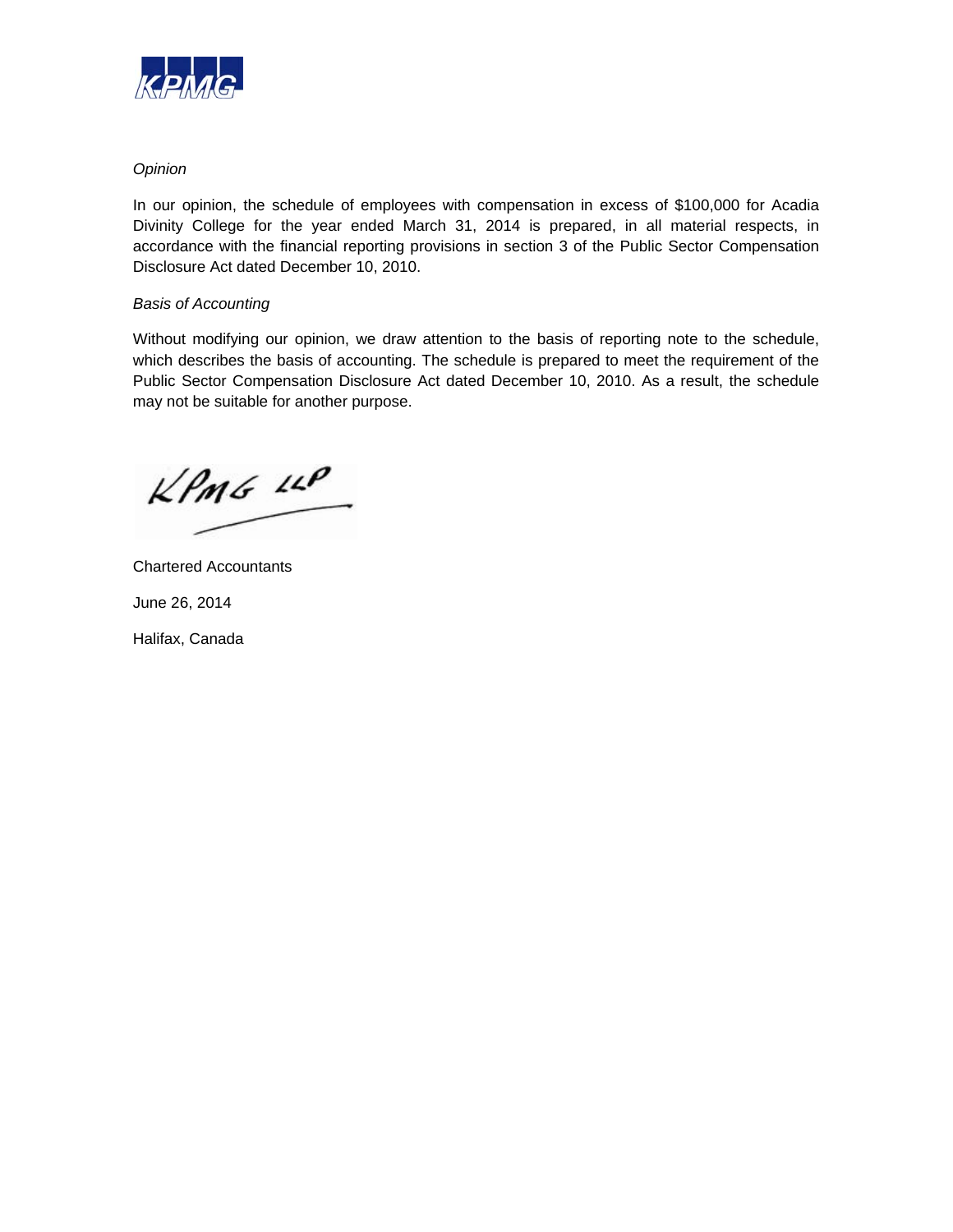*Opinion*

In our opinion, the schedule of employees with compensation in excess of $100,000 for Acadia Divinity College for the year ended March 31, 2014 is prepared, in all material respects, in accordance with the financial reporting provisions in section 3 of the Public Sector Compensation Disclosure Act dated December 10, 2010.

*Basis of Accounting*

Without modifying our opinion, we draw attention to the basis of reporting note to the schedule, which describes the basis of accounting. The schedule is prepared to meet the requirement of the Public Sector Compensation Disclosure Act dated December 10, 2010. As a result, the schedule may not be suitable for another purpose.

KPMG LLP

Chartered Accountants

June 26, 2014

Halifax, Canada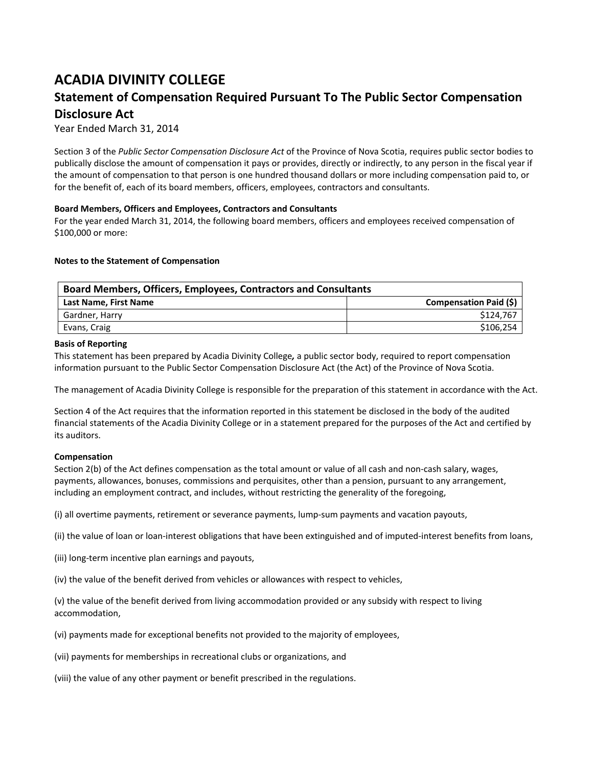# ACADIA DIVINITY COLLEGE

## Statement of Compensation Required Pursuant To The Public Sector Compensation Disclosure Act

Year Ended March 31, 2014

Section 3 of the *Public Sector Compensation Disclosure Act* of the Province of Nova Scotia, requires public sector bodies to publically disclose the amount of compensation it pays or provides, directly or indirectly, to any person in the fiscal year if the amount of compensation to that person is one hundred thousand dollars or more including compensation paid to, or for the benefit of, each of its board members, officers, employees, contractors and consultants.

**Board Members, Officers and Employees, Contractors and Consultants**

For the year ended March 31, 2014, the following board members, officers and employees received compensation of $100,000 or more:

**Notes to the Statement of Compensation**

| Board Members, Officers, Employees, Contractors and Consultants | |
|---|---|
| **Last Name, First Name** | **Compensation Paid ($)** |
| Gardner, Harry | $124,767 |
| Evans, Craig | $106,254 |

**Basis of Reporting**

This statement has been prepared by Acadia Divinity College, a public sector body, required to report compensation information pursuant to the Public Sector Compensation Disclosure Act (the Act) of the Province of Nova Scotia.

The management of Acadia Divinity College is responsible for the preparation of this statement in accordance with the Act.

Section 4 of the Act requires that the information reported in this statement be disclosed in the body of the audited financial statements of the Acadia Divinity College or in a statement prepared for the purposes of the Act and certified by its auditors.

**Compensation**

Section 2(b) of the Act defines compensation as the total amount or value of all cash and non-cash salary, wages, payments, allowances, bonuses, commissions and perquisites, other than a pension, pursuant to any arrangement, including an employment contract, and includes, without restricting the generality of the foregoing,

(i) all overtime payments, retirement or severance payments, lump-sum payments and vacation payouts,

(ii) the value of loan or loan-interest obligations that have been extinguished and of imputed-interest benefits from loans,

(iii) long-term incentive plan earnings and payouts,

(iv) the value of the benefit derived from vehicles or allowances with respect to vehicles,

(v) the value of the benefit derived from living accommodation provided or any subsidy with respect to living accommodation,

(vi) payments made for exceptional benefits not provided to the majority of employees,

(vii) payments for memberships in recreational clubs or organizations, and

(viii) the value of any other payment or benefit prescribed in the regulations.